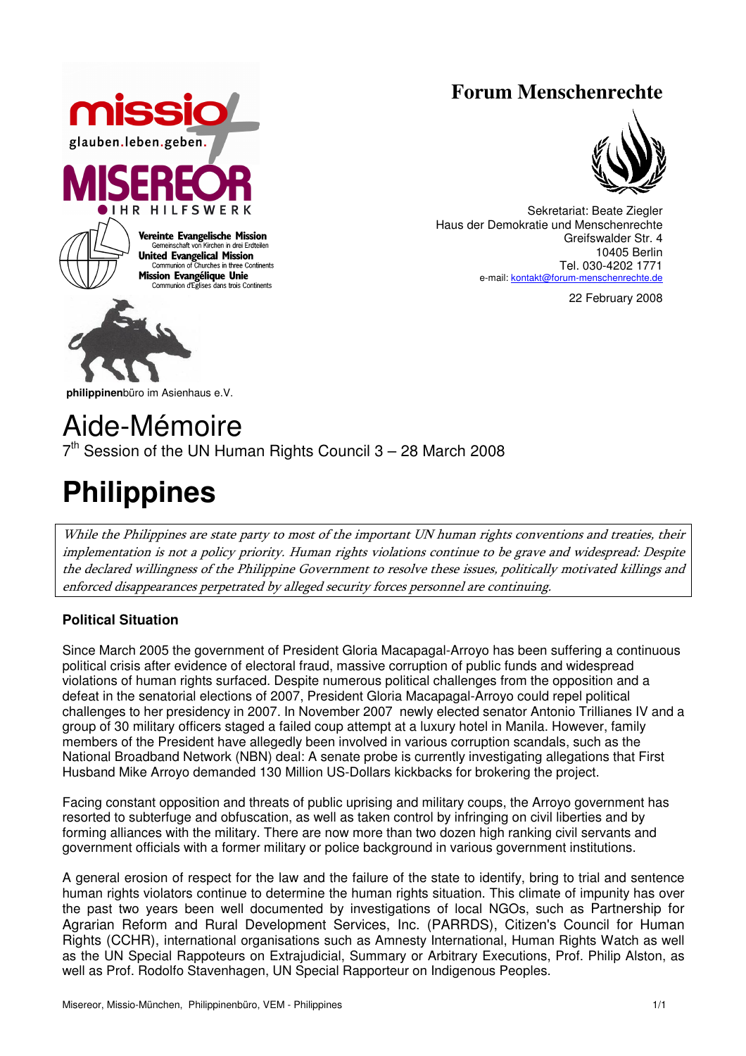missio glauben.leben.geben.

MISEREOR IHR HILFSWERK

Vereinte Evangelische Mission
Gemeinschaft von Kirchen in drei Erdteilen
United Evangelical Mission
Communion of Churches in three Continents
Mission Evangélique Unie
Communion d'Eglises dans trois Continents

**philippinen**büro im Asienhaus e.V.

## Forum Menschenrechte

Sekretariat: Beate Ziegler
Haus der Demokratie und Menschenrechte
Greifswalder Str. 4
10405 Berlin
Tel. 030-4202 1771
e-mail: kontakt@forum-menschenrechte.de

22 February 2008

# Aide-Mémoire

7th Session of the UN Human Rights Council 3 – 28 March 2008

# Philippines

*While the Philippines are state party to most of the important UN human rights conventions and treaties, their implementation is not a policy priority. Human rights violations continue to be grave and widespread: Despite the declared willingness of the Philippine Government to resolve these issues, politically motivated killings and enforced disappearances perpetrated by alleged security forces personnel are continuing.*

### Political Situation

Since March 2005 the government of President Gloria Macapagal-Arroyo has been suffering a continuous political crisis after evidence of electoral fraud, massive corruption of public funds and widespread violations of human rights surfaced. Despite numerous political challenges from the opposition and a defeat in the senatorial elections of 2007, President Gloria Macapagal-Arroyo could repel political challenges to her presidency in 2007. In November 2007 newly elected senator Antonio Trillianes IV and a group of 30 military officers staged a failed coup attempt at a luxury hotel in Manila. However, family members of the President have allegedly been involved in various corruption scandals, such as the National Broadband Network (NBN) deal: A senate probe is currently investigating allegations that First Husband Mike Arroyo demanded 130 Million US-Dollars kickbacks for brokering the project.

Facing constant opposition and threats of public uprising and military coups, the Arroyo government has resorted to subterfuge and obfuscation, as well as taken control by infringing on civil liberties and by forming alliances with the military. There are now more than two dozen high ranking civil servants and government officials with a former military or police background in various government institutions.

A general erosion of respect for the law and the failure of the state to identify, bring to trial and sentence human rights violators continue to determine the human rights situation. This climate of impunity has over the past two years been well documented by investigations of local NGOs, such as Partnership for Agrarian Reform and Rural Development Services, Inc. (PARRDS), Citizen's Council for Human Rights (CCHR), international organisations such as Amnesty International, Human Rights Watch as well as the UN Special Rapporteurs on Extrajudicial, Summary or Arbitrary Executions, Prof. Philip Alston, as well as Prof. Rodolfo Stavenhagen, UN Special Rapporteur on Indigenous Peoples.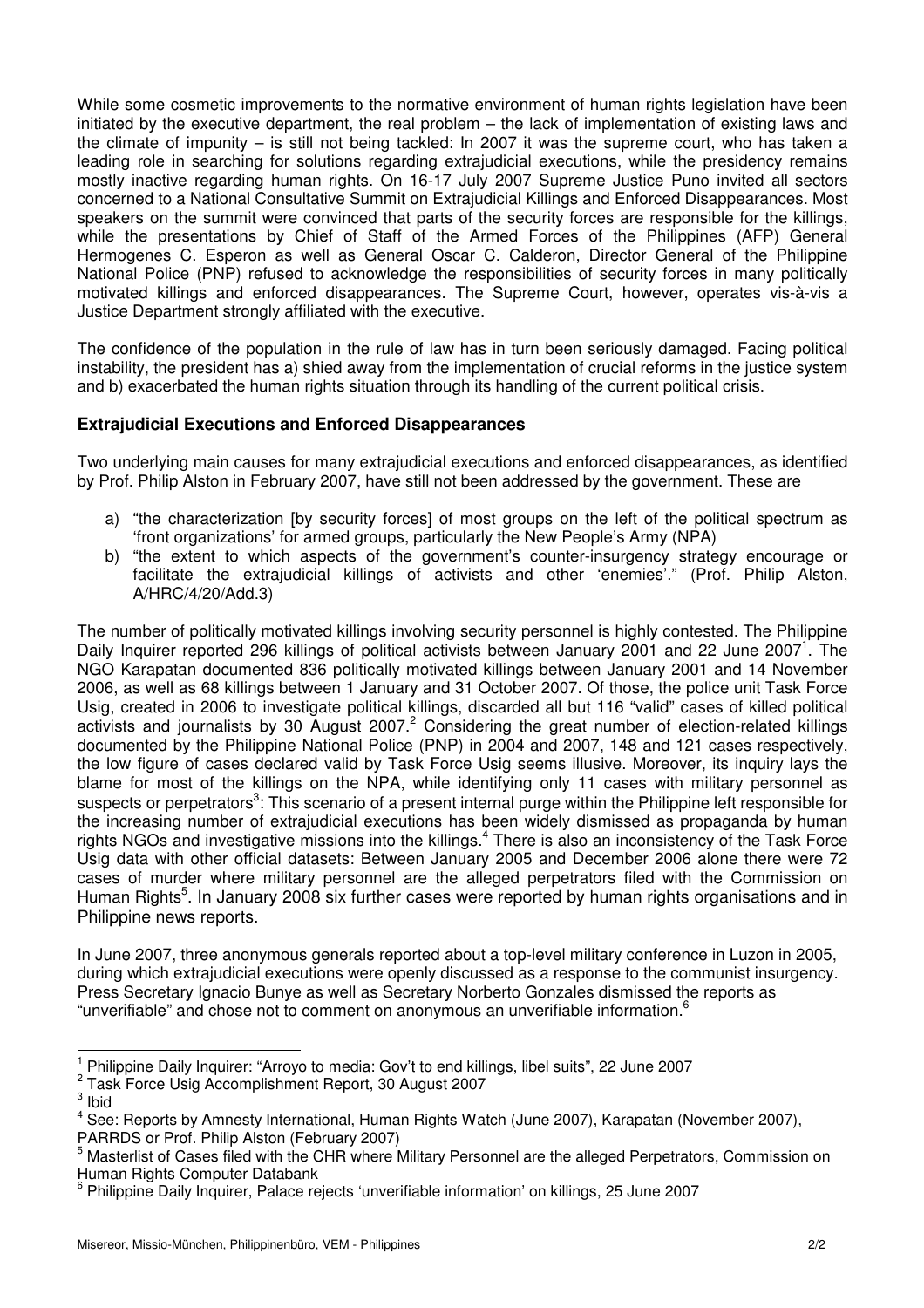While some cosmetic improvements to the normative environment of human rights legislation have been initiated by the executive department, the real problem – the lack of implementation of existing laws and the climate of impunity – is still not being tackled: In 2007 it was the supreme court, who has taken a leading role in searching for solutions regarding extrajudicial executions, while the presidency remains mostly inactive regarding human rights. On 16-17 July 2007 Supreme Justice Puno invited all sectors concerned to a National Consultative Summit on Extrajudicial Killings and Enforced Disappearances. Most speakers on the summit were convinced that parts of the security forces are responsible for the killings, while the presentations by Chief of Staff of the Armed Forces of the Philippines (AFP) General Hermogenes C. Esperon as well as General Oscar C. Calderon, Director General of the Philippine National Police (PNP) refused to acknowledge the responsibilities of security forces in many politically motivated killings and enforced disappearances. The Supreme Court, however, operates vis-à-vis a Justice Department strongly affiliated with the executive.

The confidence of the population in the rule of law has in turn been seriously damaged. Facing political instability, the president has a) shied away from the implementation of crucial reforms in the justice system and b) exacerbated the human rights situation through its handling of the current political crisis.

### Extrajudicial Executions and Enforced Disappearances

Two underlying main causes for many extrajudicial executions and enforced disappearances, as identified by Prof. Philip Alston in February 2007, have still not been addressed by the government. These are

a) "the characterization [by security forces] of most groups on the left of the political spectrum as 'front organizations' for armed groups, particularly the New People's Army (NPA)
b) "the extent to which aspects of the government's counter-insurgency strategy encourage or facilitate the extrajudicial killings of activists and other 'enemies'." (Prof. Philip Alston, A/HRC/4/20/Add.3)

The number of politically motivated killings involving security personnel is highly contested. The Philippine Daily Inquirer reported 296 killings of political activists between January 2001 and 22 June 2007[1]. The NGO Karapatan documented 836 politically motivated killings between January 2001 and 14 November 2006, as well as 68 killings between 1 January and 31 October 2007. Of those, the police unit Task Force Usig, created in 2006 to investigate political killings, discarded all but 116 "valid" cases of killed political activists and journalists by 30 August 2007.[2] Considering the great number of election-related killings documented by the Philippine National Police (PNP) in 2004 and 2007, 148 and 121 cases respectively, the low figure of cases declared valid by Task Force Usig seems illusive. Moreover, its inquiry lays the blame for most of the killings on the NPA, while identifying only 11 cases with military personnel as suspects or perpetrators[3]: This scenario of a present internal purge within the Philippine left responsible for the increasing number of extrajudicial executions has been widely dismissed as propaganda by human rights NGOs and investigative missions into the killings.[4] There is also an inconsistency of the Task Force Usig data with other official datasets: Between January 2005 and December 2006 alone there were 72 cases of murder where military personnel are the alleged perpetrators filed with the Commission on Human Rights[5]. In January 2008 six further cases were reported by human rights organisations and in Philippine news reports.

In June 2007, three anonymous generals reported about a top-level military conference in Luzon in 2005, during which extrajudicial executions were openly discussed as a response to the communist insurgency. Press Secretary Ignacio Bunye as well as Secretary Norberto Gonzales dismissed the reports as "unverifiable" and chose not to comment on anonymous an unverifiable information.[6]

---

[1] Philippine Daily Inquirer: "Arroyo to media: Gov't to end killings, libel suits", 22 June 2007
[2] Task Force Usig Accomplishment Report, 30 August 2007
[3] Ibid
[4] See: Reports by Amnesty International, Human Rights Watch (June 2007), Karapatan (November 2007), PARRDS or Prof. Philip Alston (February 2007)
[5] Masterlist of Cases filed with the CHR where Military Personnel are the alleged Perpetrators, Commission on Human Rights Computer Databank
[6] Philippine Daily Inquirer, Palace rejects 'unverifiable information' on killings, 25 June 2007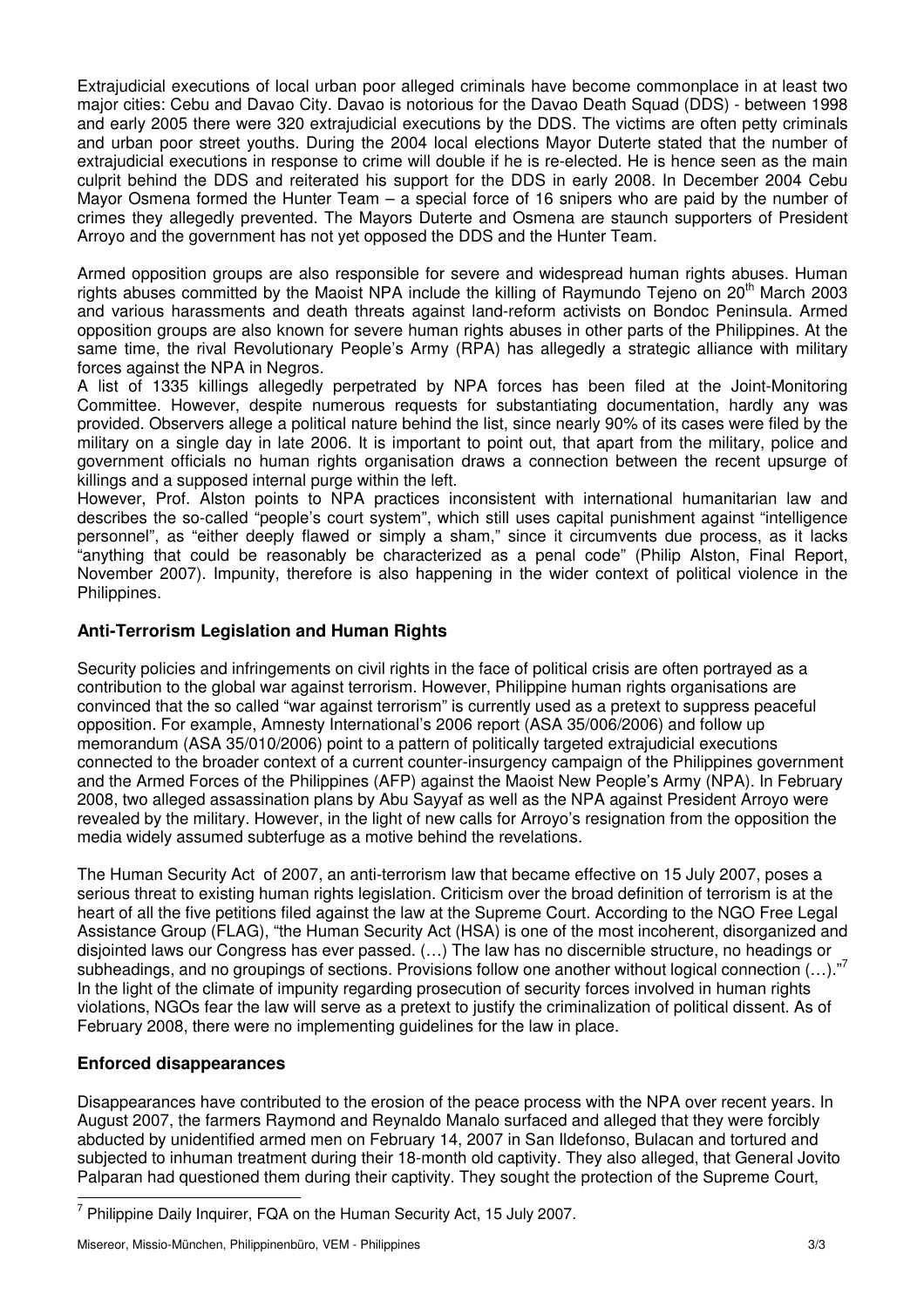Extrajudicial executions of local urban poor alleged criminals have become commonplace in at least two major cities: Cebu and Davao City. Davao is notorious for the Davao Death Squad (DDS) - between 1998 and early 2005 there were 320 extrajudicial executions by the DDS. The victims are often petty criminals and urban poor street youths. During the 2004 local elections Mayor Duterte stated that the number of extrajudicial executions in response to crime will double if he is re-elected. He is hence seen as the main culprit behind the DDS and reiterated his support for the DDS in early 2008. In December 2004 Cebu Mayor Osmena formed the Hunter Team – a special force of 16 snipers who are paid by the number of crimes they allegedly prevented. The Mayors Duterte and Osmena are staunch supporters of President Arroyo and the government has not yet opposed the DDS and the Hunter Team.

Armed opposition groups are also responsible for severe and widespread human rights abuses. Human rights abuses committed by the Maoist NPA include the killing of Raymundo Tejeno on 20th March 2003 and various harassments and death threats against land-reform activists on Bondoc Peninsula. Armed opposition groups are also known for severe human rights abuses in other parts of the Philippines. At the same time, the rival Revolutionary People's Army (RPA) has allegedly a strategic alliance with military forces against the NPA in Negros.

A list of 1335 killings allegedly perpetrated by NPA forces has been filed at the Joint-Monitoring Committee. However, despite numerous requests for substantiating documentation, hardly any was provided. Observers allege a political nature behind the list, since nearly 90% of its cases were filed by the military on a single day in late 2006. It is important to point out, that apart from the military, police and government officials no human rights organisation draws a connection between the recent upsurge of killings and a supposed internal purge within the left.

However, Prof. Alston points to NPA practices inconsistent with international humanitarian law and describes the so-called "people's court system", which still uses capital punishment against "intelligence personnel", as "either deeply flawed or simply a sham," since it circumvents due process, as it lacks "anything that could be reasonably be characterized as a penal code" (Philip Alston, Final Report, November 2007). Impunity, therefore is also happening in the wider context of political violence in the Philippines.

## Anti-Terrorism Legislation and Human Rights

Security policies and infringements on civil rights in the face of political crisis are often portrayed as a contribution to the global war against terrorism. However, Philippine human rights organisations are convinced that the so called "war against terrorism" is currently used as a pretext to suppress peaceful opposition. For example, Amnesty International's 2006 report (ASA 35/006/2006) and follow up memorandum (ASA 35/010/2006) point to a pattern of politically targeted extrajudicial executions connected to the broader context of a current counter-insurgency campaign of the Philippines government and the Armed Forces of the Philippines (AFP) against the Maoist New People's Army (NPA). In February 2008, two alleged assassination plans by Abu Sayyaf as well as the NPA against President Arroyo were revealed by the military. However, in the light of new calls for Arroyo's resignation from the opposition the media widely assumed subterfuge as a motive behind the revelations.

The Human Security Act of 2007, an anti-terrorism law that became effective on 15 July 2007, poses a serious threat to existing human rights legislation. Criticism over the broad definition of terrorism is at the heart of all the five petitions filed against the law at the Supreme Court. According to the NGO Free Legal Assistance Group (FLAG), "the Human Security Act (HSA) is one of the most incoherent, disorganized and disjointed laws our Congress has ever passed. (…) The law has no discernible structure, no headings or subheadings, and no groupings of sections. Provisions follow one another without logical connection (…)."[7] In the light of the climate of impunity regarding prosecution of security forces involved in human rights violations, NGOs fear the law will serve as a pretext to justify the criminalization of political dissent. As of February 2008, there were no implementing guidelines for the law in place.

## Enforced disappearances

Disappearances have contributed to the erosion of the peace process with the NPA over recent years. In August 2007, the farmers Raymond and Reynaldo Manalo surfaced and alleged that they were forcibly abducted by unidentified armed men on February 14, 2007 in San Ildefonso, Bulacan and tortured and subjected to inhuman treatment during their 18-month old captivity. They also alleged, that General Jovito Palparan had questioned them during their captivity. They sought the protection of the Supreme Court,

[7] Philippine Daily Inquirer, FQA on the Human Security Act, 15 July 2007.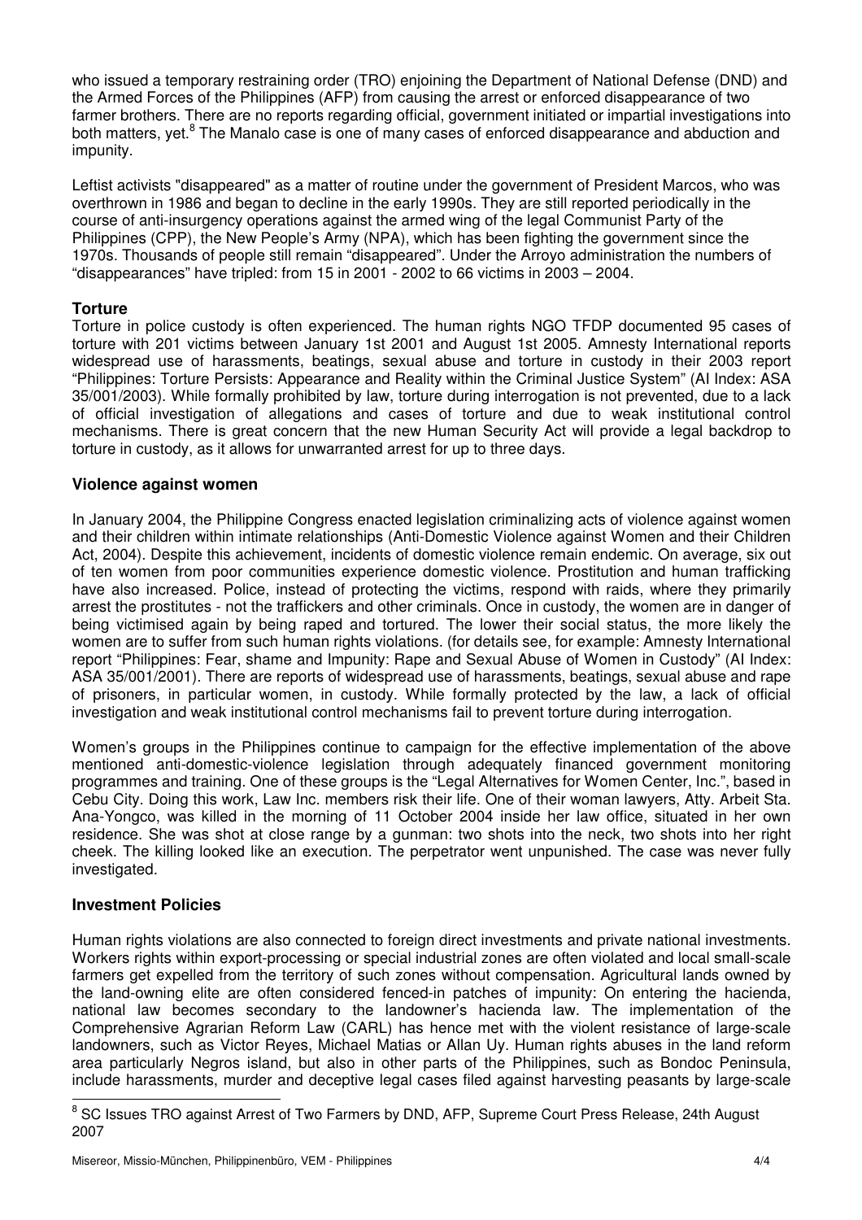who issued a temporary restraining order (TRO) enjoining the Department of National Defense (DND) and the Armed Forces of the Philippines (AFP) from causing the arrest or enforced disappearance of two farmer brothers. There are no reports regarding official, government initiated or impartial investigations into both matters, yet.[8] The Manalo case is one of many cases of enforced disappearance and abduction and impunity.

Leftist activists "disappeared" as a matter of routine under the government of President Marcos, who was overthrown in 1986 and began to decline in the early 1990s. They are still reported periodically in the course of anti-insurgency operations against the armed wing of the legal Communist Party of the Philippines (CPP), the New People's Army (NPA), which has been fighting the government since the 1970s. Thousands of people still remain "disappeared". Under the Arroyo administration the numbers of "disappearances" have tripled: from 15 in 2001 - 2002 to 66 victims in 2003 – 2004.

### Torture

Torture in police custody is often experienced. The human rights NGO TFDP documented 95 cases of torture with 201 victims between January 1st 2001 and August 1st 2005. Amnesty International reports widespread use of harassments, beatings, sexual abuse and torture in custody in their 2003 report "Philippines: Torture Persists: Appearance and Reality within the Criminal Justice System" (AI Index: ASA 35/001/2003). While formally prohibited by law, torture during interrogation is not prevented, due to a lack of official investigation of allegations and cases of torture and due to weak institutional control mechanisms. There is great concern that the new Human Security Act will provide a legal backdrop to torture in custody, as it allows for unwarranted arrest for up to three days.

### Violence against women

In January 2004, the Philippine Congress enacted legislation criminalizing acts of violence against women and their children within intimate relationships (Anti-Domestic Violence against Women and their Children Act, 2004). Despite this achievement, incidents of domestic violence remain endemic. On average, six out of ten women from poor communities experience domestic violence. Prostitution and human trafficking have also increased. Police, instead of protecting the victims, respond with raids, where they primarily arrest the prostitutes - not the traffickers and other criminals. Once in custody, the women are in danger of being victimised again by being raped and tortured. The lower their social status, the more likely the women are to suffer from such human rights violations. (for details see, for example: Amnesty International report "Philippines: Fear, shame and Impunity: Rape and Sexual Abuse of Women in Custody" (AI Index: ASA 35/001/2001). There are reports of widespread use of harassments, beatings, sexual abuse and rape of prisoners, in particular women, in custody. While formally protected by the law, a lack of official investigation and weak institutional control mechanisms fail to prevent torture during interrogation.

Women's groups in the Philippines continue to campaign for the effective implementation of the above mentioned anti-domestic-violence legislation through adequately financed government monitoring programmes and training. One of these groups is the "Legal Alternatives for Women Center, Inc.", based in Cebu City. Doing this work, Law Inc. members risk their life. One of their woman lawyers, Atty. Arbeit Sta. Ana-Yongco, was killed in the morning of 11 October 2004 inside her law office, situated in her own residence. She was shot at close range by a gunman: two shots into the neck, two shots into her right cheek. The killing looked like an execution. The perpetrator went unpunished. The case was never fully investigated.

### Investment Policies

Human rights violations are also connected to foreign direct investments and private national investments. Workers rights within export-processing or special industrial zones are often violated and local small-scale farmers get expelled from the territory of such zones without compensation. Agricultural lands owned by the land-owning elite are often considered fenced-in patches of impunity: On entering the hacienda, national law becomes secondary to the landowner's hacienda law. The implementation of the Comprehensive Agrarian Reform Law (CARL) has hence met with the violent resistance of large-scale landowners, such as Victor Reyes, Michael Matias or Allan Uy. Human rights abuses in the land reform area particularly Negros island, but also in other parts of the Philippines, such as Bondoc Peninsula, include harassments, murder and deceptive legal cases filed against harvesting peasants by large-scale

---

[8] SC Issues TRO against Arrest of Two Farmers by DND, AFP, Supreme Court Press Release, 24th August 2007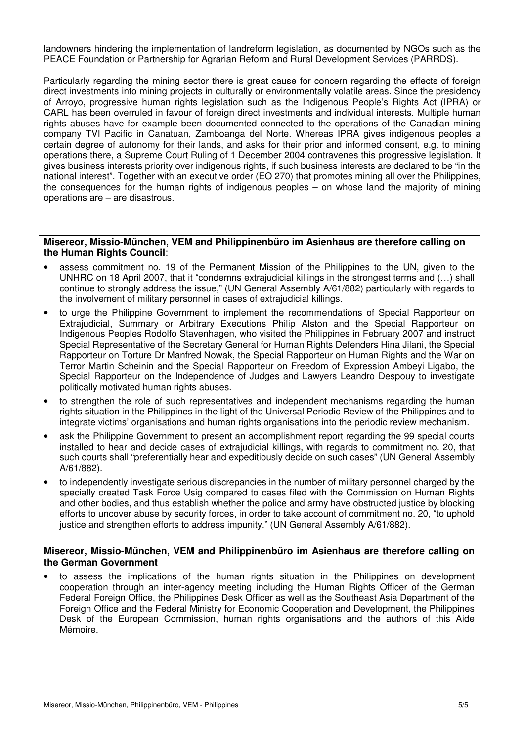landowners hindering the implementation of landreform legislation, as documented by NGOs such as the PEACE Foundation or Partnership for Agrarian Reform and Rural Development Services (PARRDS).

Particularly regarding the mining sector there is great cause for concern regarding the effects of foreign direct investments into mining projects in culturally or environmentally volatile areas. Since the presidency of Arroyo, progressive human rights legislation such as the Indigenous People's Rights Act (IPRA) or CARL has been overruled in favour of foreign direct investments and individual interests. Multiple human rights abuses have for example been documented connected to the operations of the Canadian mining company TVI Pacific in Canatuan, Zamboanga del Norte. Whereas IPRA gives indigenous peoples a certain degree of autonomy for their lands, and asks for their prior and informed consent, e.g. to mining operations there, a Supreme Court Ruling of 1 December 2004 contravenes this progressive legislation. It gives business interests priority over indigenous rights, if such business interests are declared to be "in the national interest". Together with an executive order (EO 270) that promotes mining all over the Philippines, the consequences for the human rights of indigenous peoples – on whose land the majority of mining operations are – are disastrous.

**Misereor, Missio-München, VEM and Philippinenbüro im Asienhaus are therefore calling on the Human Rights Council**:

- assess commitment no. 19 of the Permanent Mission of the Philippines to the UN, given to the UNHRC on 18 April 2007, that it "condemns extrajudicial killings in the strongest terms and (…) shall continue to strongly address the issue," (UN General Assembly A/61/882) particularly with regards to the involvement of military personnel in cases of extrajudicial killings.
- to urge the Philippine Government to implement the recommendations of Special Rapporteur on Extrajudicial, Summary or Arbitrary Executions Philip Alston and the Special Rapporteur on Indigenous Peoples Rodolfo Stavenhagen, who visited the Philippines in February 2007 and instruct Special Representative of the Secretary General for Human Rights Defenders Hina Jilani, the Special Rapporteur on Torture Dr Manfred Nowak, the Special Rapporteur on Human Rights and the War on Terror Martin Scheinin and the Special Rapporteur on Freedom of Expression Ambeyi Ligabo, the Special Rapporteur on the Independence of Judges and Lawyers Leandro Despouy to investigate politically motivated human rights abuses.
- to strengthen the role of such representatives and independent mechanisms regarding the human rights situation in the Philippines in the light of the Universal Periodic Review of the Philippines and to integrate victims' organisations and human rights organisations into the periodic review mechanism.
- ask the Philippine Government to present an accomplishment report regarding the 99 special courts installed to hear and decide cases of extrajudicial killings, with regards to commitment no. 20, that such courts shall "preferentially hear and expeditiously decide on such cases" (UN General Assembly A/61/882).
- to independently investigate serious discrepancies in the number of military personnel charged by the specially created Task Force Usig compared to cases filed with the Commission on Human Rights and other bodies, and thus establish whether the police and army have obstructed justice by blocking efforts to uncover abuse by security forces, in order to take account of commitment no. 20, "to uphold justice and strengthen efforts to address impunity." (UN General Assembly A/61/882).

**Misereor, Missio-München, VEM and Philippinenbüro im Asienhaus are therefore calling on the German Government**

- to assess the implications of the human rights situation in the Philippines on development cooperation through an inter-agency meeting including the Human Rights Officer of the German Federal Foreign Office, the Philippines Desk Officer as well as the Southeast Asia Department of the Foreign Office and the Federal Ministry for Economic Cooperation and Development, the Philippines Desk of the European Commission, human rights organisations and the authors of this Aide Mémoire.